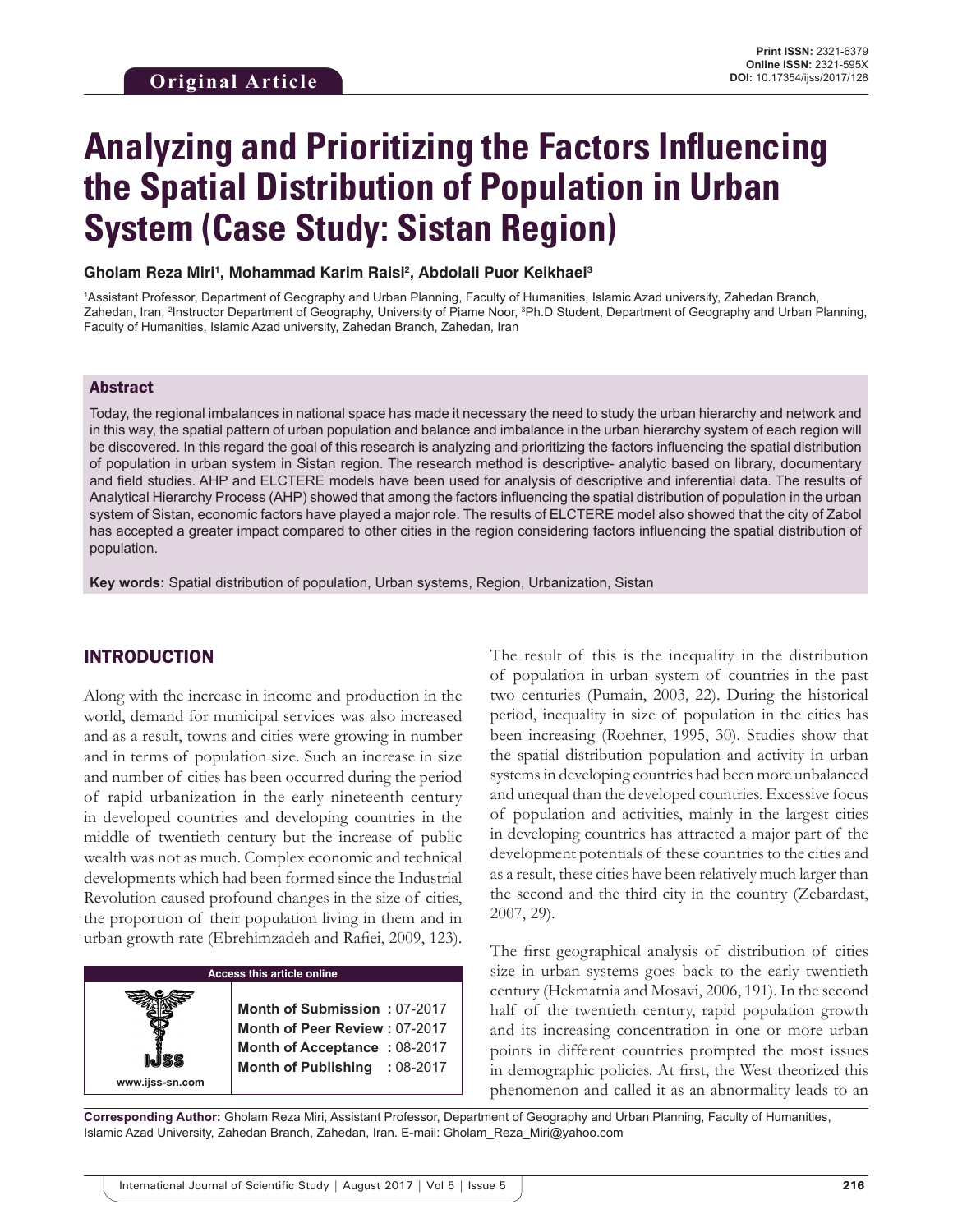Original Article

**Print ISSN:** 2321-6379
**Online ISSN:** 2321-595X
**DOI:** 10.17354/ijss/2017/128

# Analyzing and Prioritizing the Factors Influencing the Spatial Distribution of Population in Urban System (Case Study: Sistan Region)

**Gholam Reza Miri[1], Mohammad Karim Raisi[2], Abdolali Puor Keikhaei[3]**

[1]Assistant Professor, Department of Geography and Urban Planning, Faculty of Humanities, Islamic Azad university, Zahedan Branch, Zahedan, Iran, [2]Instructor Department of Geography, University of Piame Noor, [3]Ph.D Student, Department of Geography and Urban Planning, Faculty of Humanities, Islamic Azad university, Zahedan Branch, Zahedan, Iran

## Abstract

Today, the regional imbalances in national space has made it necessary the need to study the urban hierarchy and network and in this way, the spatial pattern of urban population and balance and imbalance in the urban hierarchy system of each region will be discovered. In this regard the goal of this research is analyzing and prioritizing the factors influencing the spatial distribution of population in urban system in Sistan region. The research method is descriptive- analytic based on library, documentary and field studies. AHP and ELCTERE models have been used for analysis of descriptive and inferential data. The results of Analytical Hierarchy Process (AHP) showed that among the factors influencing the spatial distribution of population in the urban system of Sistan, economic factors have played a major role. The results of ELCTERE model also showed that the city of Zabol has accepted a greater impact compared to other cities in the region considering factors influencing the spatial distribution of population.

**Key words:** Spatial distribution of population, Urban systems, Region, Urbanization, Sistan

## INTRODUCTION

Along with the increase in income and production in the world, demand for municipal services was also increased and as a result, towns and cities were growing in number and in terms of population size. Such an increase in size and number of cities has been occurred during the period of rapid urbanization in the early nineteenth century in developed countries and developing countries in the middle of twentieth century but the increase of public wealth was not as much. Complex economic and technical developments which had been formed since the Industrial Revolution caused profound changes in the size of cities, the proportion of their population living in them and in urban growth rate (Ebrehimzadeh and Rafiei, 2009, 123).

| Access this article online | |
|---|---|
| www.ijss-sn.com | **Month of Submission :** 07-2017<br>**Month of Peer Review :** 07-2017<br>**Month of Acceptance :** 08-2017<br>**Month of Publishing :** 08-2017 |

The result of this is the inequality in the distribution of population in urban system of countries in the past two centuries (Pumain, 2003, 22). During the historical period, inequality in size of population in the cities has been increasing (Roehner, 1995, 30). Studies show that the spatial distribution population and activity in urban systems in developing countries had been more unbalanced and unequal than the developed countries. Excessive focus of population and activities, mainly in the largest cities in developing countries has attracted a major part of the development potentials of these countries to the cities and as a result, these cities have been relatively much larger than the second and the third city in the country (Zebardast, 2007, 29).

The first geographical analysis of distribution of cities size in urban systems goes back to the early twentieth century (Hekmatnia and Mosavi, 2006, 191). In the second half of the twentieth century, rapid population growth and its increasing concentration in one or more urban points in different countries prompted the most issues in demographic policies. At first, the West theorized this phenomenon and called it as an abnormality leads to an

**Corresponding Author:** Gholam Reza Miri, Assistant Professor, Department of Geography and Urban Planning, Faculty of Humanities, Islamic Azad University, Zahedan Branch, Zahedan, Iran. E-mail: Gholam_Reza_Miri@yahoo.com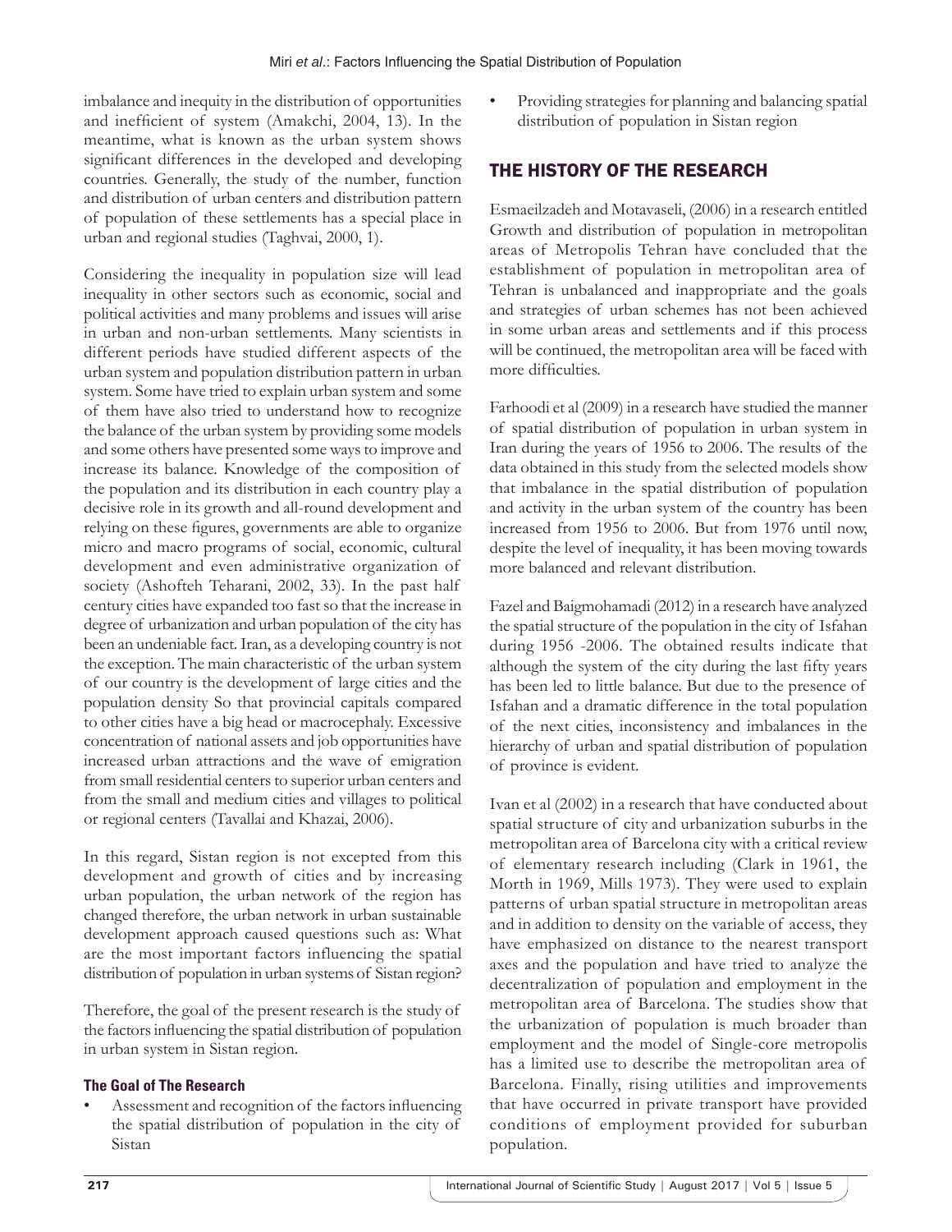imbalance and inequity in the distribution of opportunities and inefficient of system (Amakchi, 2004, 13). In the meantime, what is known as the urban system shows significant differences in the developed and developing countries. Generally, the study of the number, function and distribution of urban centers and distribution pattern of population of these settlements has a special place in urban and regional studies (Taghvai, 2000, 1).

Considering the inequality in population size will lead inequality in other sectors such as economic, social and political activities and many problems and issues will arise in urban and non-urban settlements. Many scientists in different periods have studied different aspects of the urban system and population distribution pattern in urban system. Some have tried to explain urban system and some of them have also tried to understand how to recognize the balance of the urban system by providing some models and some others have presented some ways to improve and increase its balance. Knowledge of the composition of the population and its distribution in each country play a decisive role in its growth and all-round development and relying on these figures, governments are able to organize micro and macro programs of social, economic, cultural development and even administrative organization of society (Ashofteh Teharani, 2002, 33). In the past half century cities have expanded too fast so that the increase in degree of urbanization and urban population of the city has been an undeniable fact. Iran, as a developing country is not the exception. The main characteristic of the urban system of our country is the development of large cities and the population density So that provincial capitals compared to other cities have a big head or macrocephaly. Excessive concentration of national assets and job opportunities have increased urban attractions and the wave of emigration from small residential centers to superior urban centers and from the small and medium cities and villages to political or regional centers (Tavallai and Khazai, 2006).

In this regard, Sistan region is not excepted from this development and growth of cities and by increasing urban population, the urban network of the region has changed therefore, the urban network in urban sustainable development approach caused questions such as: What are the most important factors influencing the spatial distribution of population in urban systems of Sistan region?

Therefore, the goal of the present research is the study of the factors influencing the spatial distribution of population in urban system in Sistan region.

### The Goal of The Research

- Assessment and recognition of the factors influencing the spatial distribution of population in the city of Sistan
- Providing strategies for planning and balancing spatial distribution of population in Sistan region

## THE HISTORY OF THE RESEARCH

Esmaeilzadeh and Motavaseli, (2006) in a research entitled Growth and distribution of population in metropolitan areas of Metropolis Tehran have concluded that the establishment of population in metropolitan area of Tehran is unbalanced and inappropriate and the goals and strategies of urban schemes has not been achieved in some urban areas and settlements and if this process will be continued, the metropolitan area will be faced with more difficulties.

Farhoodi et al (2009) in a research have studied the manner of spatial distribution of population in urban system in Iran during the years of 1956 to 2006. The results of the data obtained in this study from the selected models show that imbalance in the spatial distribution of population and activity in the urban system of the country has been increased from 1956 to 2006. But from 1976 until now, despite the level of inequality, it has been moving towards more balanced and relevant distribution.

Fazel and Baigmohamadi (2012) in a research have analyzed the spatial structure of the population in the city of Isfahan during 1956 -2006. The obtained results indicate that although the system of the city during the last fifty years has been led to little balance. But due to the presence of Isfahan and a dramatic difference in the total population of the next cities, inconsistency and imbalances in the hierarchy of urban and spatial distribution of population of province is evident.

Ivan et al (2002) in a research that have conducted about spatial structure of city and urbanization suburbs in the metropolitan area of Barcelona city with a critical review of elementary research including (Clark in 1961, the Morth in 1969, Mills 1973). They were used to explain patterns of urban spatial structure in metropolitan areas and in addition to density on the variable of access, they have emphasized on distance to the nearest transport axes and the population and have tried to analyze the decentralization of population and employment in the metropolitan area of Barcelona. The studies show that the urbanization of population is much broader than employment and the model of Single-core metropolis has a limited use to describe the metropolitan area of Barcelona. Finally, rising utilities and improvements that have occurred in private transport have provided conditions of employment provided for suburban population.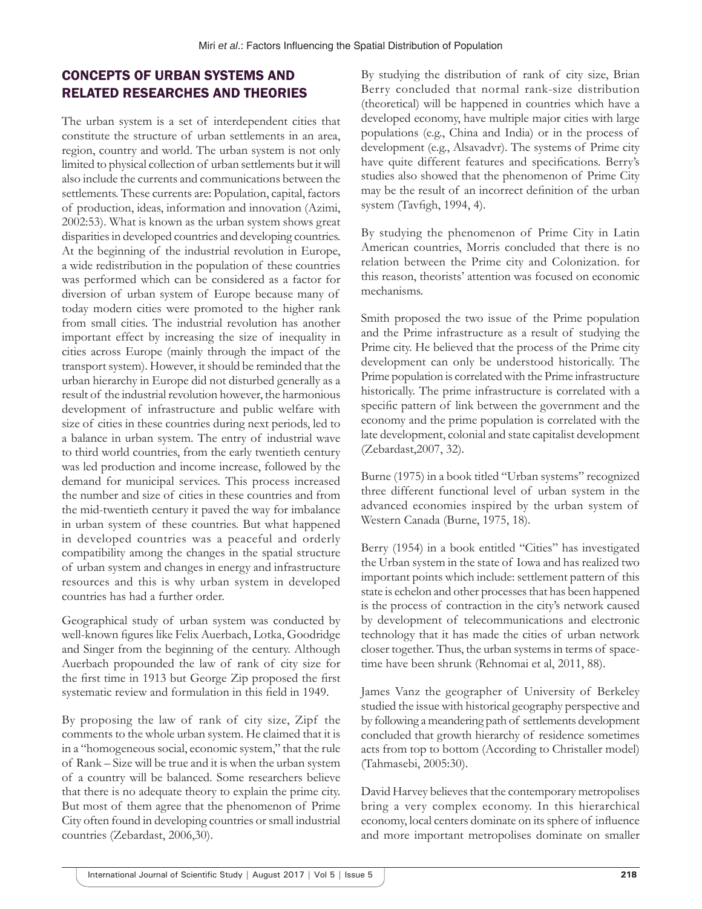## CONCEPTS OF URBAN SYSTEMS AND RELATED RESEARCHES AND THEORIES

The urban system is a set of interdependent cities that constitute the structure of urban settlements in an area, region, country and world. The urban system is not only limited to physical collection of urban settlements but it will also include the currents and communications between the settlements. These currents are: Population, capital, factors of production, ideas, information and innovation (Azimi, 2002:53). What is known as the urban system shows great disparities in developed countries and developing countries. At the beginning of the industrial revolution in Europe, a wide redistribution in the population of these countries was performed which can be considered as a factor for diversion of urban system of Europe because many of today modern cities were promoted to the higher rank from small cities. The industrial revolution has another important effect by increasing the size of inequality in cities across Europe (mainly through the impact of the transport system). However, it should be reminded that the urban hierarchy in Europe did not disturbed generally as a result of the industrial revolution however, the harmonious development of infrastructure and public welfare with size of cities in these countries during next periods, led to a balance in urban system. The entry of industrial wave to third world countries, from the early twentieth century was led production and income increase, followed by the demand for municipal services. This process increased the number and size of cities in these countries and from the mid-twentieth century it paved the way for imbalance in urban system of these countries. But what happened in developed countries was a peaceful and orderly compatibility among the changes in the spatial structure of urban system and changes in energy and infrastructure resources and this is why urban system in developed countries has had a further order.

Geographical study of urban system was conducted by well-known figures like Felix Auerbach, Lotka, Goodridge and Singer from the beginning of the century. Although Auerbach propounded the law of rank of city size for the first time in 1913 but George Zip proposed the first systematic review and formulation in this field in 1949.

By proposing the law of rank of city size, Zipf the comments to the whole urban system. He claimed that it is in a "homogeneous social, economic system," that the rule of Rank – Size will be true and it is when the urban system of a country will be balanced. Some researchers believe that there is no adequate theory to explain the prime city. But most of them agree that the phenomenon of Prime City often found in developing countries or small industrial countries (Zebardast, 2006,30).

By studying the distribution of rank of city size, Brian Berry concluded that normal rank-size distribution (theoretical) will be happened in countries which have a developed economy, have multiple major cities with large populations (e.g., China and India) or in the process of development (e.g., Alsavadvr). The systems of Prime city have quite different features and specifications. Berry's studies also showed that the phenomenon of Prime City may be the result of an incorrect definition of the urban system (Tavfigh, 1994, 4).

By studying the phenomenon of Prime City in Latin American countries, Morris concluded that there is no relation between the Prime city and Colonization. for this reason, theorists' attention was focused on economic mechanisms.

Smith proposed the two issue of the Prime population and the Prime infrastructure as a result of studying the Prime city. He believed that the process of the Prime city development can only be understood historically. The Prime population is correlated with the Prime infrastructure historically. The prime infrastructure is correlated with a specific pattern of link between the government and the economy and the prime population is correlated with the late development, colonial and state capitalist development (Zebardast,2007, 32).

Burne (1975) in a book titled "Urban systems" recognized three different functional level of urban system in the advanced economies inspired by the urban system of Western Canada (Burne, 1975, 18).

Berry (1954) in a book entitled "Cities" has investigated the Urban system in the state of Iowa and has realized two important points which include: settlement pattern of this state is echelon and other processes that has been happened is the process of contraction in the city's network caused by development of telecommunications and electronic technology that it has made the cities of urban network closer together. Thus, the urban systems in terms of space-time have been shrunk (Rehnomai et al, 2011, 88).

James Vanz the geographer of University of Berkeley studied the issue with historical geography perspective and by following a meandering path of settlements development concluded that growth hierarchy of residence sometimes acts from top to bottom (According to Christaller model) (Tahmasebi, 2005:30).

David Harvey believes that the contemporary metropolises bring a very complex economy. In this hierarchical economy, local centers dominate on its sphere of influence and more important metropolises dominate on smaller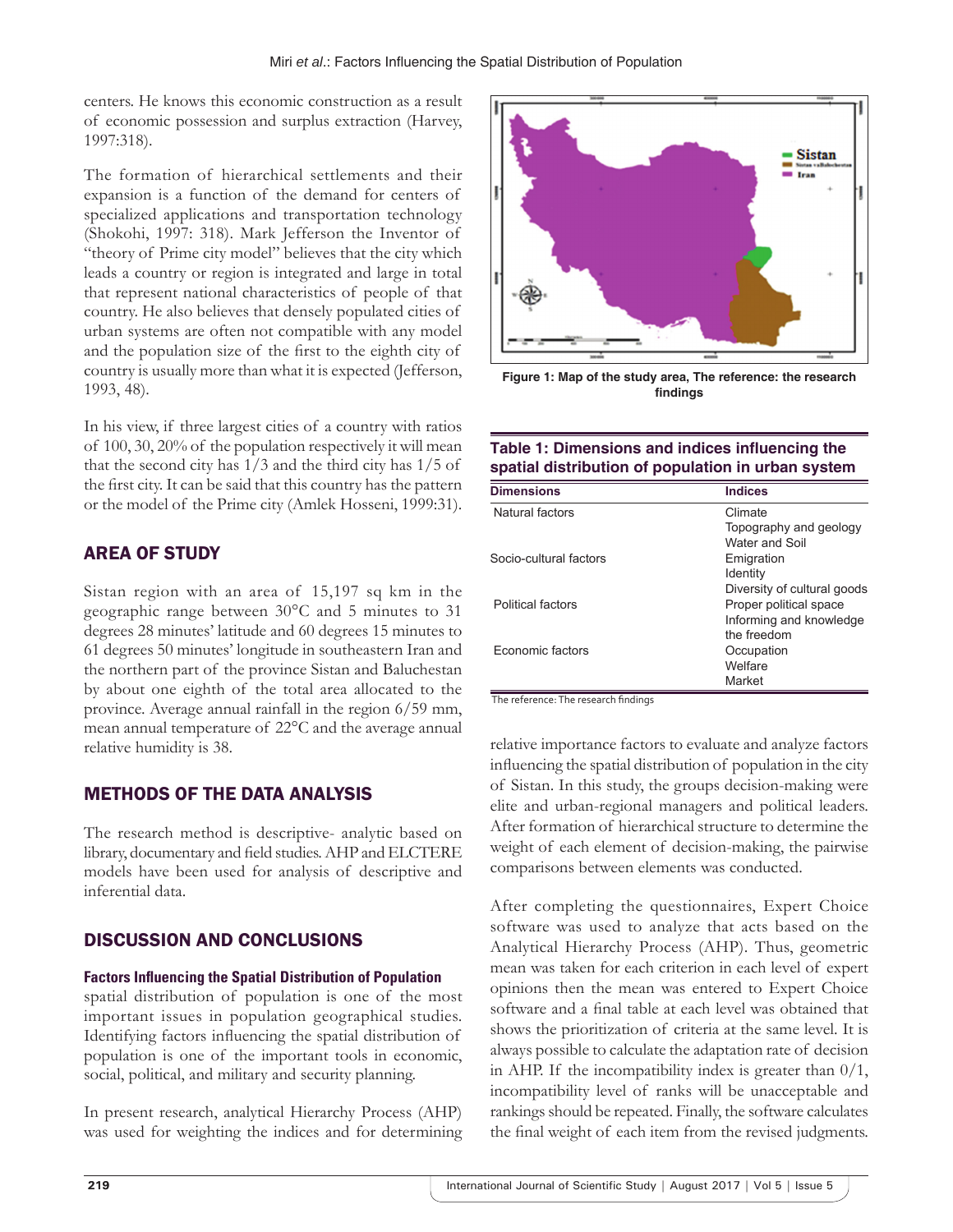centers. He knows this economic construction as a result of economic possession and surplus extraction (Harvey, 1997:318).

The formation of hierarchical settlements and their expansion is a function of the demand for centers of specialized applications and transportation technology (Shokohi, 1997: 318). Mark Jefferson the Inventor of "theory of Prime city model" believes that the city which leads a country or region is integrated and large in total that represent national characteristics of people of that country. He also believes that densely populated cities of urban systems are often not compatible with any model and the population size of the first to the eighth city of country is usually more than what it is expected (Jefferson, 1993, 48).

In his view, if three largest cities of a country with ratios of 100, 30, 20% of the population respectively it will mean that the second city has 1/3 and the third city has 1/5 of the first city. It can be said that this country has the pattern or the model of the Prime city (Amlek Hosseni, 1999:31).

## AREA OF STUDY

Sistan region with an area of 15,197 sq km in the geographic range between 30°C and 5 minutes to 31 degrees 28 minutes' latitude and 60 degrees 15 minutes to 61 degrees 50 minutes' longitude in southeastern Iran and the northern part of the province Sistan and Baluchestan by about one eighth of the total area allocated to the province. Average annual rainfall in the region 6/59 mm, mean annual temperature of 22°C and the average annual relative humidity is 38.

## METHODS OF THE DATA ANALYSIS

The research method is descriptive- analytic based on library, documentary and field studies. AHP and ELCTERE models have been used for analysis of descriptive and inferential data.

## DISCUSSION AND CONCLUSIONS

### Factors Influencing the Spatial Distribution of Population

spatial distribution of population is one of the most important issues in population geographical studies. Identifying factors influencing the spatial distribution of population is one of the important tools in economic, social, political, and military and security planning.

In present research, analytical Hierarchy Process (AHP) was used for weighting the indices and for determining relative importance factors to evaluate and analyze factors influencing the spatial distribution of population in the city of Sistan. In this study, the groups decision-making were elite and urban-regional managers and political leaders. After formation of hierarchical structure to determine the weight of each element of decision-making, the pairwise comparisons between elements was conducted.

After completing the questionnaires, Expert Choice software was used to analyze that acts based on the Analytical Hierarchy Process (AHP). Thus, geometric mean was taken for each criterion in each level of expert opinions then the mean was entered to Expert Choice software and a final table at each level was obtained that shows the prioritization of criteria at the same level. It is always possible to calculate the adaptation rate of decision in AHP. If the incompatibility index is greater than 0/1, incompatibility level of ranks will be unacceptable and rankings should be repeated. Finally, the software calculates the final weight of each item from the revised judgments.

**Figure 1: Map of the study area, The reference: the research findings**

**Table 1: Dimensions and indices influencing the spatial distribution of population in urban system**

| Dimensions | Indices |
|---|---|
| Natural factors | Climate<br>Topography and geology<br>Water and Soil |
| Socio-cultural factors | Emigration<br>Identity<br>Diversity of cultural goods |
| Political factors | Proper political space<br>Informing and knowledge<br>the freedom |
| Economic factors | Occupation<br>Welfare<br>Market |

The reference: The research findings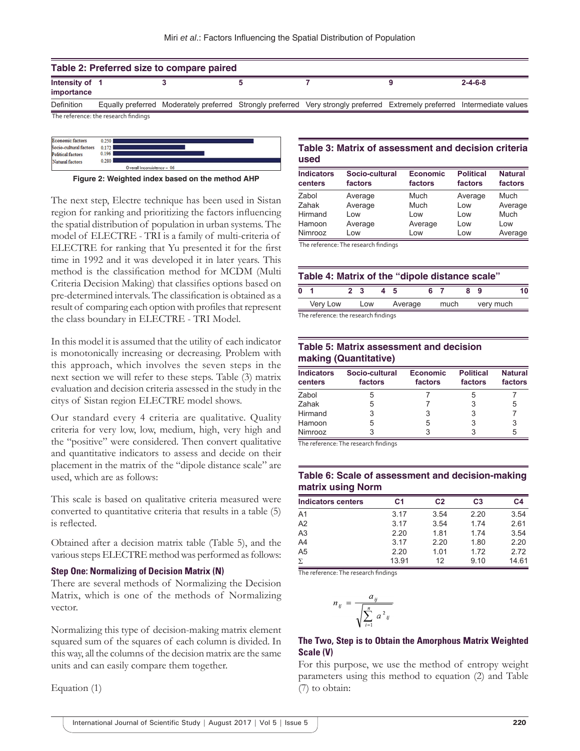**Table 2: Preferred size to compare paired**

| Intensity of importance | 1 | 3 | 5 | 7 | 9 | 2-4-6-8 |
|---|---|---|---|---|---|---|
| Definition | Equally preferred | Moderately preferred | Strongly preferred | Very strongly preferred | Extremely preferred | Intermediate values |

The reference: the research findings

| | |
|---|---|
| Economic factors | 0.250 |
| Socio-cultural factors | 0.172 |
| Political factors | 0.196 |
| Natural factors | 0.280 |

Overall Inconsistency = 06

Figure 2: Weighted index based on the method AHP

The next step, Electre technique has been used in Sistan region for ranking and prioritizing the factors influencing the spatial distribution of population in urban systems. The model of ELECTRE - TRI is a family of multi-criteria of ELECTRE for ranking that Yu presented it for the first time in 1992 and it was developed it in later years. This method is the classification method for MCDM (Multi Criteria Decision Making) that classifies options based on pre-determined intervals. The classification is obtained as a result of comparing each option with profiles that represent the class boundary in ELECTRE - TRI Model.

In this model it is assumed that the utility of each indicator is monotonically increasing or decreasing. Problem with this approach, which involves the seven steps in the next section we will refer to these steps. Table (3) matrix evaluation and decision criteria assessed in the study in the citys of Sistan region ELECTRE model shows.

Our standard every 4 criteria are qualitative. Quality criteria for very low, low, medium, high, very high and the "positive" were considered. Then convert qualitative and quantitative indicators to assess and decide on their placement in the matrix of the "dipole distance scale" are used, which are as follows:

This scale is based on qualitative criteria measured were converted to quantitative criteria that results in a table (5) is reflected.

Obtained after a decision matrix table (Table 5), and the various steps ELECTRE method was performed as follows:

**Step One: Normalizing of Decision Matrix (N)**

There are several methods of Normalizing the Decision Matrix, which is one of the methods of Normalizing vector.

Normalizing this type of decision-making matrix element squared sum of the squares of each column is divided. In this way, all the columns of the decision matrix are the same units and can easily compare them together.

Equation (1)

**Table 3: Matrix of assessment and decision criteria used**

| Indicators centers | Socio-cultural factors | Economic factors | Political factors | Natural factors |
|---|---|---|---|---|
| Zabol | Average | Much | Average | Much |
| Zahak | Average | Much | Low | Average |
| Hirmand | Low | Low | Low | Much |
| Hamoon | Average | Average | Low | Low |
| Nimrooz | Low | Low | Low | Average |

The reference: The research findings

**Table 4: Matrix of the "dipole distance scale"**

| 0 | 1 | 2 | 3 | 4 | 5 | 6 | 7 | 8 | 9 | 10 |
|---|---|---|---|---|---|---|---|---|---|---|
| Very Low | | Low | | Average | | much | | very much | | |

The reference: the research findings

**Table 5: Matrix assessment and decision making (Quantitative)**

| Indicators centers | Socio-cultural factors | Economic factors | Political factors | Natural factors |
|---|---|---|---|---|
| Zabol | 5 | 7 | 5 | 7 |
| Zahak | 5 | 7 | 3 | 5 |
| Hirmand | 3 | 3 | 3 | 7 |
| Hamoon | 5 | 5 | 3 | 3 |
| Nimrooz | 3 | 3 | 3 | 5 |

The reference: The research findings

**Table 6: Scale of assessment and decision-making matrix using Norm**

| Indicators centers | C1 | C2 | C3 | C4 |
|---|---|---|---|---|
| A1 | 3.17 | 3.54 | 2.20 | 3.54 |
| A2 | 3.17 | 3.54 | 1.74 | 2.61 |
| A3 | 2.20 | 1.81 | 1.74 | 3.54 |
| A4 | 3.17 | 2.20 | 1.80 | 2.20 |
| A5 | 2.20 | 1.01 | 1.72 | 2.72 |
| Σ | 13.91 | 12 | 9.10 | 14.61 |

The reference: The research findings

$$n_{ij} = \frac{a_{ij}}{\sqrt{\sum_{i=1}^{n} a^{2}_{ij}}}$$

**The Two, Step is to Obtain the Amorphous Matrix Weighted Scale (V)**

For this purpose, we use the method of entropy weight parameters using this method to equation (2) and Table (7) to obtain: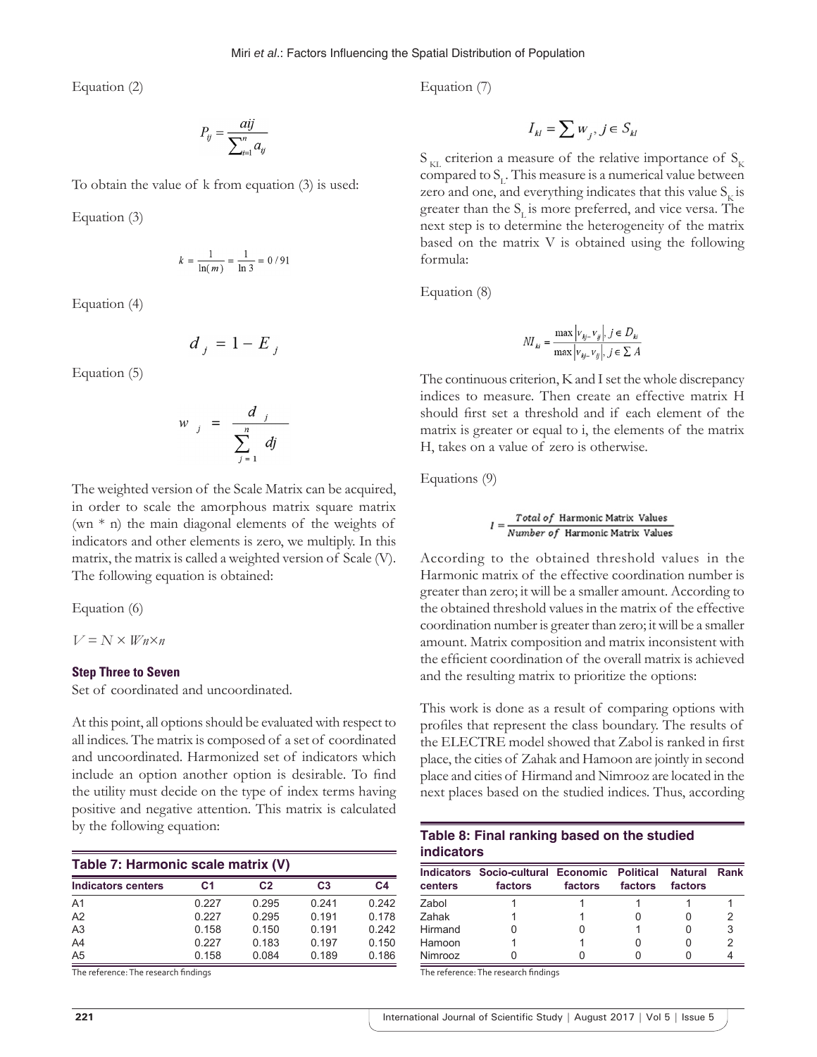Equation (2)

$$P_{ij} = \frac{aij}{\sum_{i=1}^{n} a_{ij}}$$

To obtain the value of k from equation (3) is used:

Equation (3)

$$k = \frac{1}{\ln(m)} = \frac{1}{\ln 3} = 0/91$$

Equation (4)

$$d_j = 1 - E_j$$

Equation (5)

$$w_j = \frac{d_j}{\sum_{j=1}^{n} dj}$$

The weighted version of the Scale Matrix can be acquired, in order to scale the amorphous matrix square matrix (wn * n) the main diagonal elements of the weights of indicators and other elements is zero, we multiply. In this matrix, the matrix is called a weighted version of Scale (V). The following equation is obtained:

Equation (6)

$V = N \times Wn \times n$

### Step Three to Seven

Set of coordinated and uncoordinated.

At this point, all options should be evaluated with respect to all indices. The matrix is composed of a set of coordinated and uncoordinated. Harmonized set of indicators which include an option another option is desirable. To find the utility must decide on the type of index terms having positive and negative attention. This matrix is calculated by the following equation:

**Table 7: Harmonic scale matrix (V)**

| Indicators centers | C1 | C2 | C3 | C4 |
|---|---|---|---|---|
| A1 | 0.227 | 0.295 | 0.241 | 0.242 |
| A2 | 0.227 | 0.295 | 0.191 | 0.178 |
| A3 | 0.158 | 0.150 | 0.191 | 0.242 |
| A4 | 0.227 | 0.183 | 0.197 | 0.150 |
| A5 | 0.158 | 0.084 | 0.189 | 0.186 |

The reference: The research findings

Equation (7)

$$I_{kl} = \sum w_j, j \in S_{kl}$$

$S_{KL}$ criterion a measure of the relative importance of $S_K$ compared to $S_L$. This measure is a numerical value between zero and one, and everything indicates that this value $S_K$ is greater than the $S_L$ is more preferred, and vice versa. The next step is to determine the heterogeneity of the matrix based on the matrix V is obtained using the following formula:

Equation (8)

$$NI_{kl} = \frac{\max |v_{kj-} v_{ij}|, j \in D_{kl}}{\max |v_{kj-} v_{ij}|, j \in \sum A}$$

The continuous criterion, K and I set the whole discrepancy indices to measure. Then create an effective matrix H should first set a threshold and if each element of the matrix is greater or equal to i, the elements of the matrix H, takes on a value of zero is otherwise.

Equations (9)

$$I = \frac{Total\ of\ \text{Harmonic Matrix Values}}{Number\ of\ \text{Harmonic Matrix Values}}$$

According to the obtained threshold values in the Harmonic matrix of the effective coordination number is greater than zero; it will be a smaller amount. According to the obtained threshold values in the matrix of the effective coordination number is greater than zero; it will be a smaller amount. Matrix composition and matrix inconsistent with the efficient coordination of the overall matrix is achieved and the resulting matrix to prioritize the options:

This work is done as a result of comparing options with profiles that represent the class boundary. The results of the ELECTRE model showed that Zabol is ranked in first place, the cities of Zahak and Hamoon are jointly in second place and cities of Hirmand and Nimrooz are located in the next places based on the studied indices. Thus, according

**Table 8: Final ranking based on the studied indicators**

| Indicators centers | Socio-cultural factors | Economic factors | Political factors | Natural factors | Rank |
|---|---|---|---|---|---|
| Zabol | 1 | 1 | 1 | 1 | 1 |
| Zahak | 1 | 1 | 0 | 0 | 2 |
| Hirmand | 0 | 0 | 1 | 0 | 3 |
| Hamoon | 1 | 1 | 0 | 0 | 2 |
| Nimrooz | 0 | 0 | 0 | 0 | 4 |

The reference: The research findings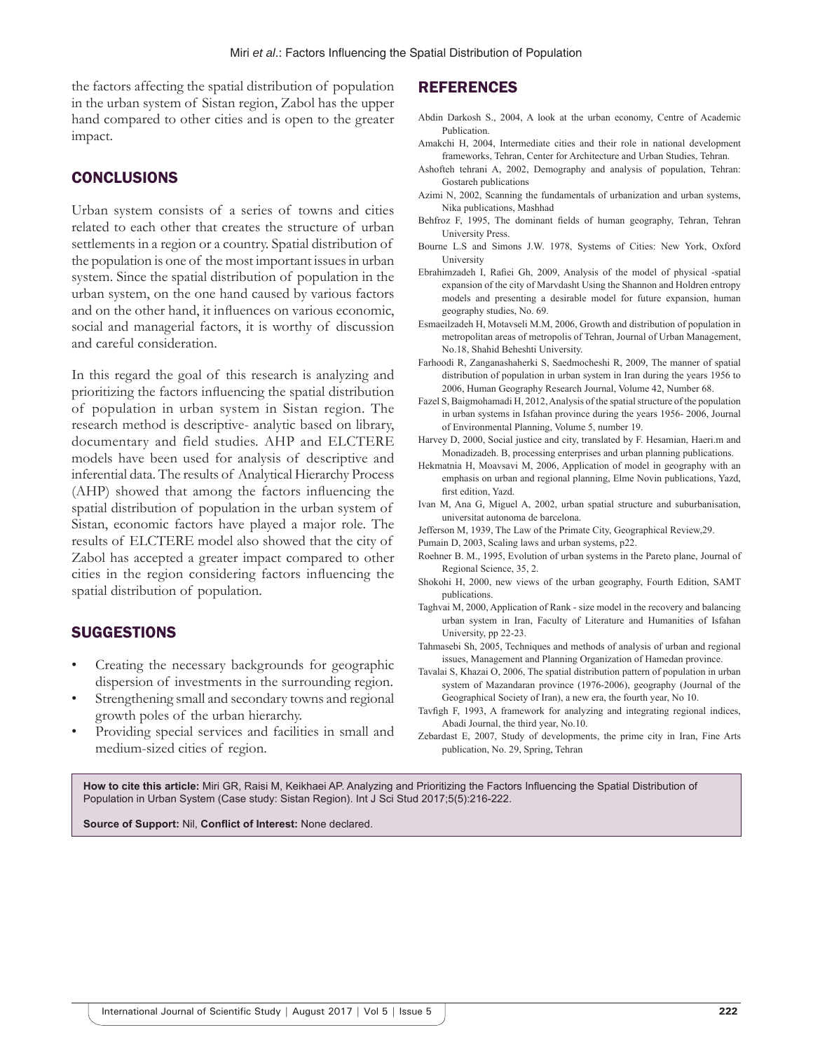the factors affecting the spatial distribution of population in the urban system of Sistan region, Zabol has the upper hand compared to other cities and is open to the greater impact.

## CONCLUSIONS

Urban system consists of a series of towns and cities related to each other that creates the structure of urban settlements in a region or a country. Spatial distribution of the population is one of the most important issues in urban system. Since the spatial distribution of population in the urban system, on the one hand caused by various factors and on the other hand, it influences on various economic, social and managerial factors, it is worthy of discussion and careful consideration.

In this regard the goal of this research is analyzing and prioritizing the factors influencing the spatial distribution of population in urban system in Sistan region. The research method is descriptive- analytic based on library, documentary and field studies. AHP and ELCTERE models have been used for analysis of descriptive and inferential data. The results of Analytical Hierarchy Process (AHP) showed that among the factors influencing the spatial distribution of population in the urban system of Sistan, economic factors have played a major role. The results of ELCTERE model also showed that the city of Zabol has accepted a greater impact compared to other cities in the region considering factors influencing the spatial distribution of population.

## SUGGESTIONS

- Creating the necessary backgrounds for geographic dispersion of investments in the surrounding region.
- Strengthening small and secondary towns and regional growth poles of the urban hierarchy.
- Providing special services and facilities in small and medium-sized cities of region.

## REFERENCES

Abdin Darkosh S., 2004, A look at the urban economy, Centre of Academic Publication.

Amakchi H, 2004, Intermediate cities and their role in national development frameworks, Tehran, Center for Architecture and Urban Studies, Tehran.

Ashofteh tehrani A, 2002, Demography and analysis of population, Tehran: Gostareh publications

Azimi N, 2002, Scanning the fundamentals of urbanization and urban systems, Nika publications, Mashhad

Behfroz F, 1995, The dominant fields of human geography, Tehran, Tehran University Press.

Bourne L.S and Simons J.W. 1978, Systems of Cities: New York, Oxford University

Ebrahimzadeh I, Rafiei Gh, 2009, Analysis of the model of physical -spatial expansion of the city of Marvdasht Using the Shannon and Holdren entropy models and presenting a desirable model for future expansion, human geography studies, No. 69.

Esmaeilzadeh H, Motavseli M.M, 2006, Growth and distribution of population in metropolitan areas of metropolis of Tehran, Journal of Urban Management, No.18, Shahid Beheshti University.

Farhoodi R, Zanganashaherki S, Saedmocheshi R, 2009, The manner of spatial distribution of population in urban system in Iran during the years 1956 to 2006, Human Geography Research Journal, Volume 42, Number 68.

Fazel S, Baigmohamadi H, 2012, Analysis of the spatial structure of the population in urban systems in Isfahan province during the years 1956- 2006, Journal of Environmental Planning, Volume 5, number 19.

Harvey D, 2000, Social justice and city, translated by F. Hesamian, Haeri.m and Monadizadeh. B, processing enterprises and urban planning publications.

Hekmatnia H, Moavsavi M, 2006, Application of model in geography with an emphasis on urban and regional planning, Elme Novin publications, Yazd, first edition, Yazd.

Ivan M, Ana G, Miguel A, 2002, urban spatial structure and suburbanisation, universitat autonoma de barcelona.

Jefferson M, 1939, The Law of the Primate City, Geographical Review,29.

Pumain D, 2003, Scaling laws and urban systems, p22.

Roehner B. M., 1995, Evolution of urban systems in the Pareto plane, Journal of Regional Science, 35, 2.

Shokohi H, 2000, new views of the urban geography, Fourth Edition, SAMT publications.

Taghvai M, 2000, Application of Rank - size model in the recovery and balancing urban system in Iran, Faculty of Literature and Humanities of Isfahan University, pp 22-23.

Tahmasebi Sh, 2005, Techniques and methods of analysis of urban and regional issues, Management and Planning Organization of Hamedan province.

Tavalai S, Khazai O, 2006, The spatial distribution pattern of population in urban system of Mazandaran province (1976-2006), geography (Journal of the Geographical Society of Iran), a new era, the fourth year, No 10.

Tavfigh F, 1993, A framework for analyzing and integrating regional indices, Abadi Journal, the third year, No.10.

Zebardast E, 2007, Study of developments, the prime city in Iran, Fine Arts publication, No. 29, Spring, Tehran

**How to cite this article:** Miri GR, Raisi M, Keikhaei AP. Analyzing and Prioritizing the Factors Influencing the Spatial Distribution of Population in Urban System (Case study: Sistan Region). Int J Sci Stud 2017;5(5):216-222.

**Source of Support:** Nil, **Conflict of Interest:** None declared.